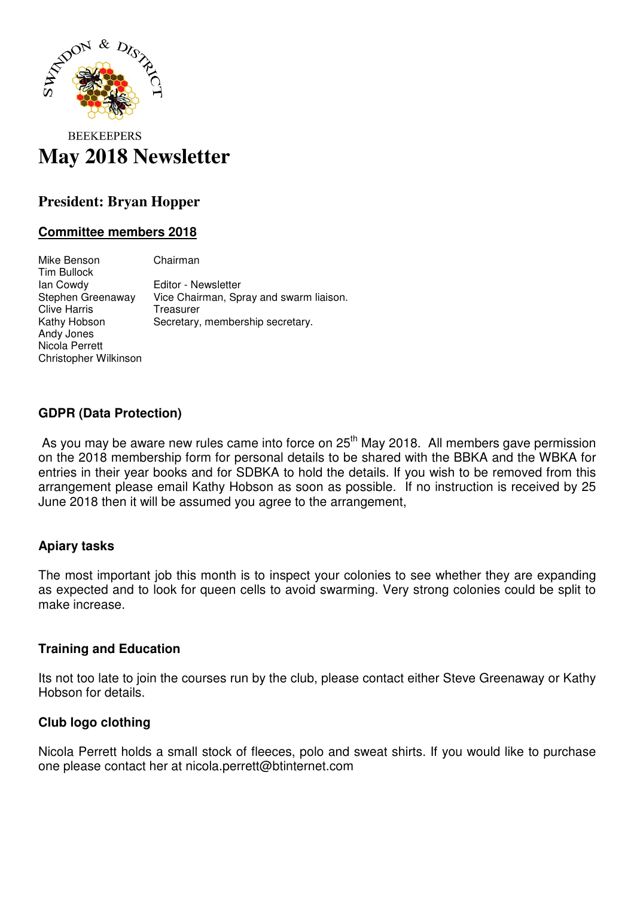SWINDON & DISTRICT

BEEKEEPERS

# May 2018 Newsletter

## President: Bryan Hopper

### Committee members 2018

| | |
|---|---|
| Mike Benson | Chairman |
| Tim Bullock | |
| Ian Cowdy | Editor - Newsletter |
| Stephen Greenaway | Vice Chairman, Spray and swarm liaison. |
| Clive Harris | Treasurer |
| Kathy Hobson | Secretary, membership secretary. |
| Andy Jones | |
| Nicola Perrett | |
| Christopher Wilkinson | |

### GDPR (Data Protection)

As you may be aware new rules came into force on 25th May 2018. All members gave permission on the 2018 membership form for personal details to be shared with the BBKA and the WBKA for entries in their year books and for SDBKA to hold the details. If you wish to be removed from this arrangement please email Kathy Hobson as soon as possible. If no instruction is received by 25 June 2018 then it will be assumed you agree to the arrangement,

### Apiary tasks

The most important job this month is to inspect your colonies to see whether they are expanding as expected and to look for queen cells to avoid swarming. Very strong colonies could be split to make increase.

### Training and Education

Its not too late to join the courses run by the club, please contact either Steve Greenaway or Kathy Hobson for details.

### Club logo clothing

Nicola Perrett holds a small stock of fleeces, polo and sweat shirts. If you would like to purchase one please contact her at nicola.perrett@btinternet.com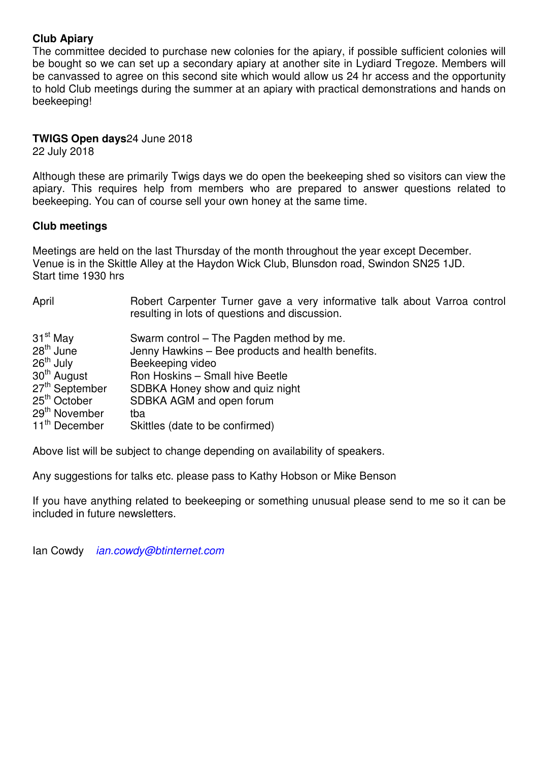**Club Apiary**

The committee decided to purchase new colonies for the apiary, if possible sufficient colonies will be bought so we can set up a secondary apiary at another site in Lydiard Tregoze. Members will be canvassed to agree on this second site which would allow us 24 hr access and the opportunity to hold Club meetings during the summer at an apiary with practical demonstrations and hands on beekeeping!

**TWIGS Open days** 24 June 2018
22 July 2018

Although these are primarily Twigs days we do open the beekeeping shed so visitors can view the apiary. This requires help from members who are prepared to answer questions related to beekeeping. You can of course sell your own honey at the same time.

**Club meetings**

Meetings are held on the last Thursday of the month throughout the year except December.
Venue is in the Skittle Alley at the Haydon Wick Club, Blunsdon road, Swindon SN25 1JD.
Start time 1930 hrs

| | |
|---|---|
| April | Robert Carpenter Turner gave a very informative talk about Varroa control resulting in lots of questions and discussion. |
| 31st May | Swarm control – The Pagden method by me. |
| 28th June | Jenny Hawkins – Bee products and health benefits. |
| 26th July | Beekeeping video |
| 30th August | Ron Hoskins – Small hive Beetle |
| 27th September | SDBKA Honey show and quiz night |
| 25th October | SDBKA AGM and open forum |
| 29th November | tba |
| 11th December | Skittles (date to be confirmed) |

Above list will be subject to change depending on availability of speakers.

Any suggestions for talks etc. please pass to Kathy Hobson or Mike Benson

If you have anything related to beekeeping or something unusual please send to me so it can be included in future newsletters.

Ian Cowdy *ian.cowdy@btinternet.com*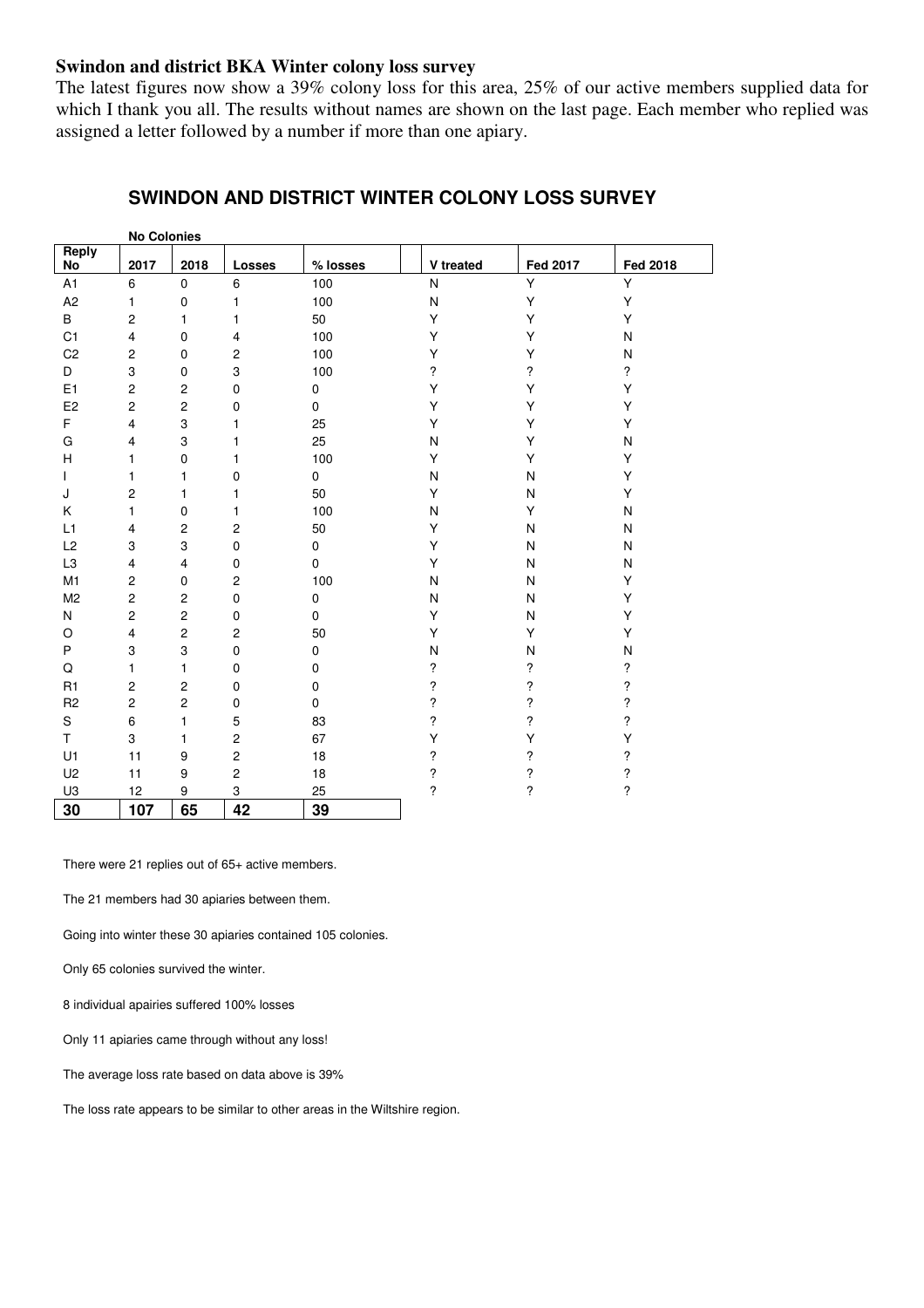**Swindon and district BKA Winter colony loss survey**

The latest figures now show a 39% colony loss for this area, 25% of our active members supplied data for which I thank you all. The results without names are shown on the last page. Each member who replied was assigned a letter followed by a number if more than one apiary.

## SWINDON AND DISTRICT WINTER COLONY LOSS SURVEY

| | No Colonies | | | | | | |
|---|---|---|---|---|---|---|---|
| Reply No | 2017 | 2018 | Losses | % losses | V treated | Fed 2017 | Fed 2018 |
| A1 | 6 | 0 | 6 | 100 | N | Y | Y |
| A2 | 1 | 0 | 1 | 100 | N | Y | Y |
| B | 2 | 1 | 1 | 50 | Y | Y | Y |
| C1 | 4 | 0 | 4 | 100 | Y | Y | N |
| C2 | 2 | 0 | 2 | 100 | Y | Y | N |
| D | 3 | 0 | 3 | 100 | ? | ? | ? |
| E1 | 2 | 2 | 0 | 0 | Y | Y | Y |
| E2 | 2 | 2 | 0 | 0 | Y | Y | Y |
| F | 4 | 3 | 1 | 25 | Y | Y | Y |
| G | 4 | 3 | 1 | 25 | N | Y | N |
| H | 1 | 0 | 1 | 100 | Y | Y | Y |
| I | 1 | 1 | 0 | 0 | N | N | Y |
| J | 2 | 1 | 1 | 50 | Y | N | Y |
| K | 1 | 0 | 1 | 100 | N | Y | N |
| L1 | 4 | 2 | 2 | 50 | Y | N | N |
| L2 | 3 | 3 | 0 | 0 | Y | N | N |
| L3 | 4 | 4 | 0 | 0 | Y | N | N |
| M1 | 2 | 0 | 2 | 100 | N | N | Y |
| M2 | 2 | 2 | 0 | 0 | N | N | Y |
| N | 2 | 2 | 0 | 0 | Y | N | Y |
| O | 4 | 2 | 2 | 50 | Y | Y | Y |
| P | 3 | 3 | 0 | 0 | N | N | N |
| Q | 1 | 1 | 0 | 0 | ? | ? | ? |
| R1 | 2 | 2 | 0 | 0 | ? | ? | ? |
| R2 | 2 | 2 | 0 | 0 | ? | ? | ? |
| S | 6 | 1 | 5 | 83 | ? | ? | ? |
| T | 3 | 1 | 2 | 67 | Y | Y | Y |
| U1 | 11 | 9 | 2 | 18 | ? | ? | ? |
| U2 | 11 | 9 | 2 | 18 | ? | ? | ? |
| U3 | 12 | 9 | 3 | 25 | ? | ? | ? |
| **30** | **107** | **65** | **42** | **39** | | | |

There were 21 replies out of 65+ active members.

The 21 members had 30 apiaries between them.

Going into winter these 30 apiaries contained 105 colonies.

Only 65 colonies survived the winter.

8 individual apairies suffered 100% losses

Only 11 apiaries came through without any loss!

The average loss rate based on data above is 39%

The loss rate appears to be similar to other areas in the Wiltshire region.